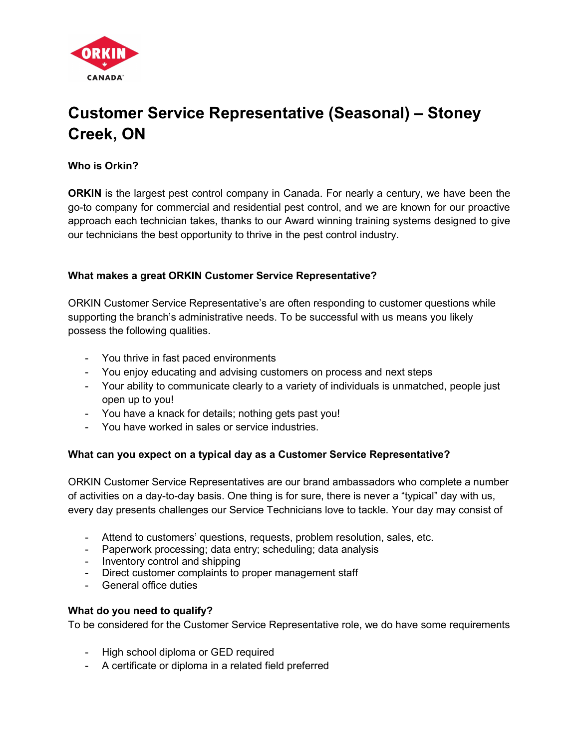# Customer Service Representative (Seasonal) – Stoney Creek, ON

### Who is Orkin?

**ORKIN** is the largest pest control company in Canada. For nearly a century, we have been the go-to company for commercial and residential pest control, and we are known for our proactive approach each technician takes, thanks to our Award winning training systems designed to give our technicians the best opportunity to thrive in the pest control industry.

### What makes a great ORKIN Customer Service Representative?

ORKIN Customer Service Representative's are often responding to customer questions while supporting the branch's administrative needs. To be successful with us means you likely possess the following qualities.

- You thrive in fast paced environments
- You enjoy educating and advising customers on process and next steps
- Your ability to communicate clearly to a variety of individuals is unmatched, people just open up to you!
- You have a knack for details; nothing gets past you!
- You have worked in sales or service industries.

### What can you expect on a typical day as a Customer Service Representative?

ORKIN Customer Service Representatives are our brand ambassadors who complete a number of activities on a day-to-day basis. One thing is for sure, there is never a "typical" day with us, every day presents challenges our Service Technicians love to tackle. Your day may consist of

- Attend to customers' questions, requests, problem resolution, sales, etc.
- Paperwork processing; data entry; scheduling; data analysis
- Inventory control and shipping
- Direct customer complaints to proper management staff
- General office duties

### What do you need to qualify?

To be considered for the Customer Service Representative role, we do have some requirements

- High school diploma or GED required
- A certificate or diploma in a related field preferred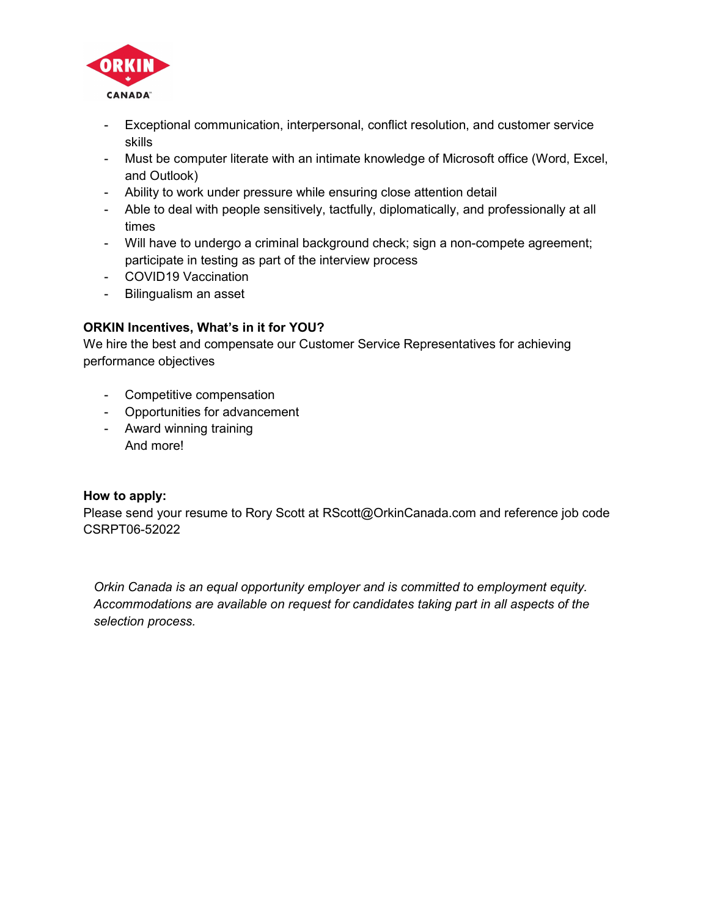- Exceptional communication, interpersonal, conflict resolution, and customer service skills
- Must be computer literate with an intimate knowledge of Microsoft office (Word, Excel, and Outlook)
- Ability to work under pressure while ensuring close attention detail
- Able to deal with people sensitively, tactfully, diplomatically, and professionally at all times
- Will have to undergo a criminal background check; sign a non-compete agreement; participate in testing as part of the interview process
- COVID19 Vaccination
- Bilingualism an asset

**ORKIN Incentives, What's in it for YOU?**
We hire the best and compensate our Customer Service Representatives for achieving performance objectives

- Competitive compensation
- Opportunities for advancement
- Award winning training
  And more!

**How to apply:**
Please send your resume to Rory Scott at RScott@OrkinCanada.com and reference job code CSRPT06-52022

*Orkin Canada is an equal opportunity employer and is committed to employment equity. Accommodations are available on request for candidates taking part in all aspects of the selection process.*